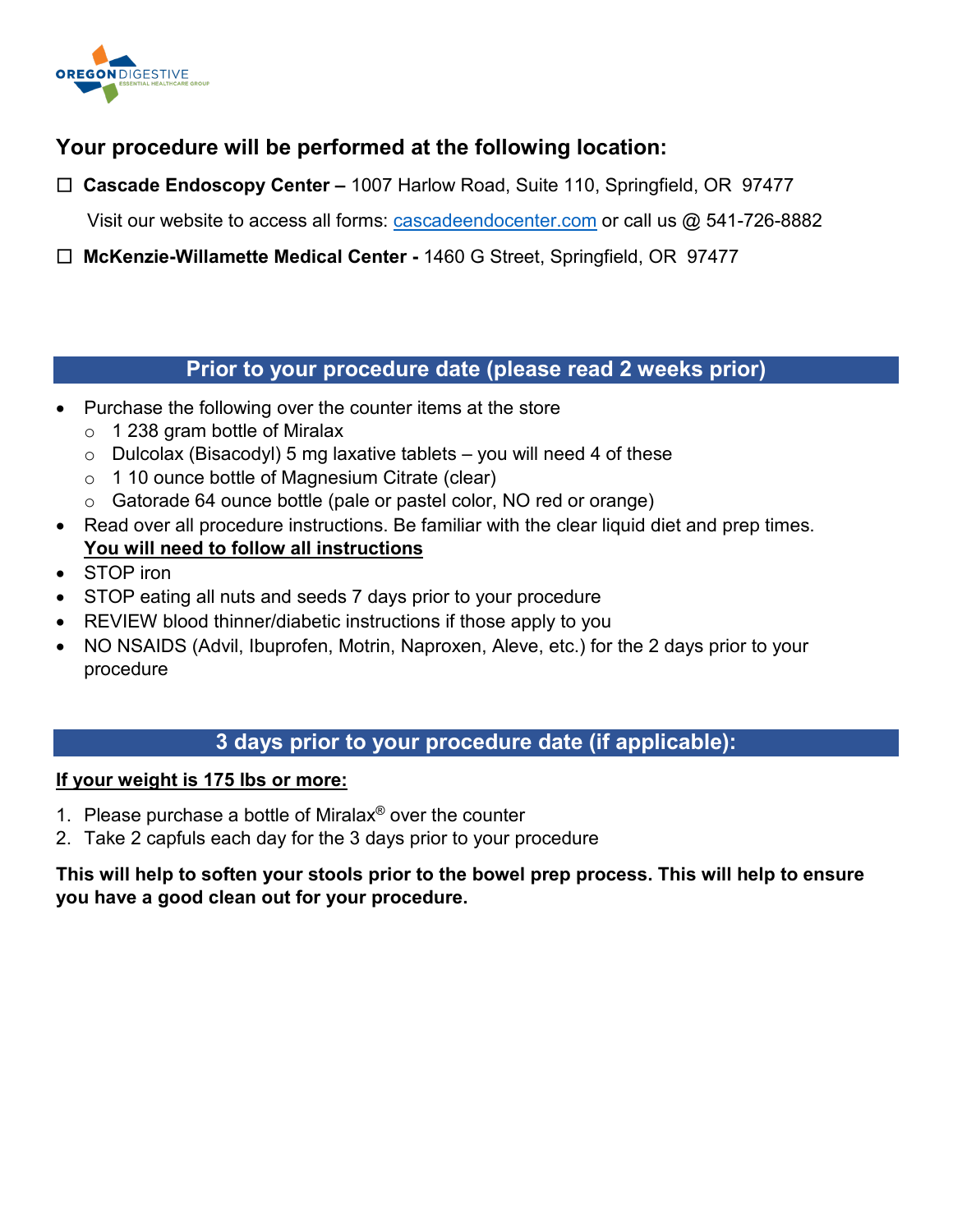OREGON DIGESTIVE
ESSENTIAL HEALTHCARE GROUP

## Your procedure will be performed at the following location:

☐ **Cascade Endoscopy Center –** 1007 Harlow Road, Suite 110, Springfield, OR 97477

Visit our website to access all forms: cascadeendocenter.com or call us @ 541-726-8882

☐ **McKenzie-Willamette Medical Center -** 1460 G Street, Springfield, OR 97477

## Prior to your procedure date (please read 2 weeks prior)

- Purchase the following over the counter items at the store
  - 1 238 gram bottle of Miralax
  - Dulcolax (Bisacodyl) 5 mg laxative tablets – you will need 4 of these
  - 1 10 ounce bottle of Magnesium Citrate (clear)
  - Gatorade 64 ounce bottle (pale or pastel color, NO red or orange)
- Read over all procedure instructions. Be familiar with the clear liquid diet and prep times. **You will need to follow all instructions**
- STOP iron
- STOP eating all nuts and seeds 7 days prior to your procedure
- REVIEW blood thinner/diabetic instructions if those apply to you
- NO NSAIDS (Advil, Ibuprofen, Motrin, Naproxen, Aleve, etc.) for the 2 days prior to your procedure

## 3 days prior to your procedure date (if applicable):

**If your weight is 175 lbs or more:**

1. Please purchase a bottle of Miralax® over the counter
2. Take 2 capfuls each day for the 3 days prior to your procedure

**This will help to soften your stools prior to the bowel prep process. This will help to ensure you have a good clean out for your procedure.**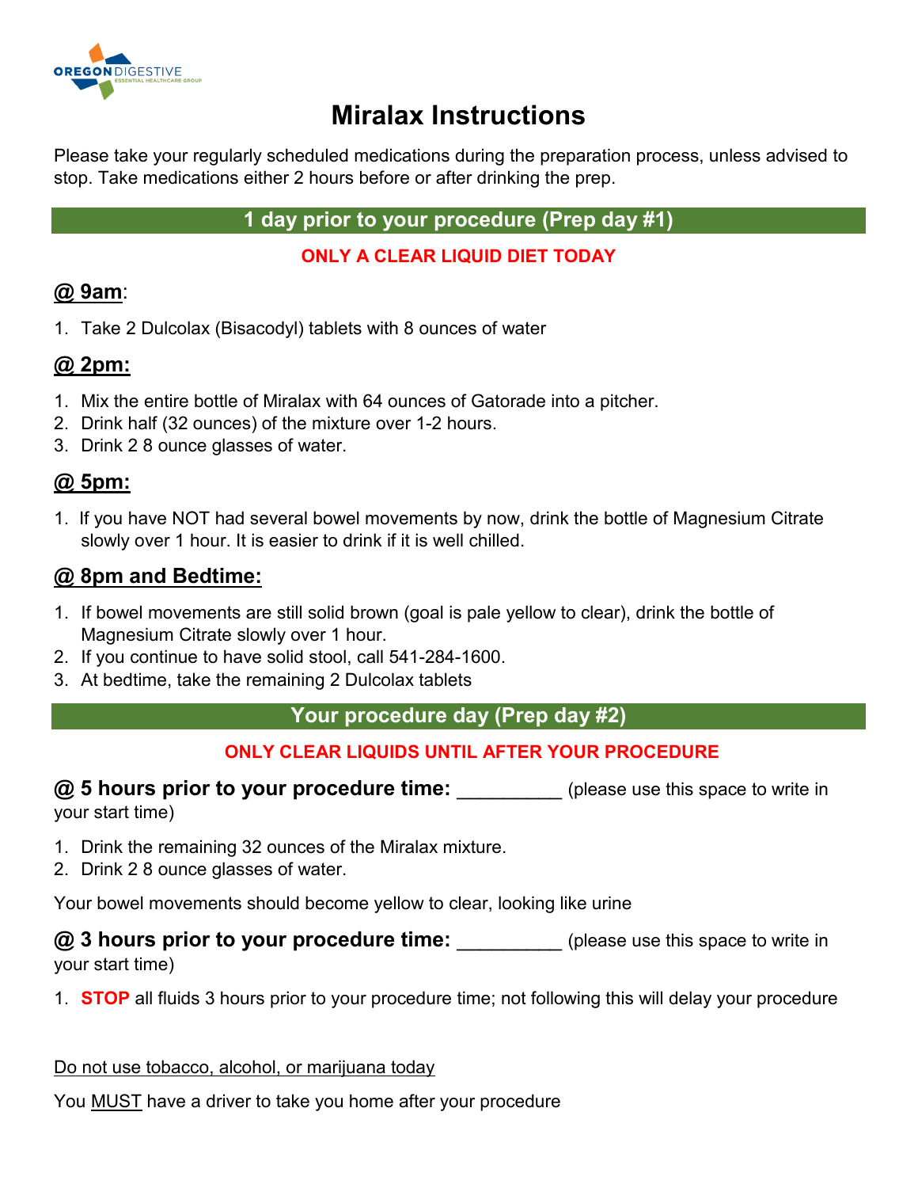OREGON DIGESTIVE
ESSENTIAL HEALTHCARE GROUP

# Miralax Instructions

Please take your regularly scheduled medications during the preparation process, unless advised to stop. Take medications either 2 hours before or after drinking the prep.

## 1 day prior to your procedure (Prep day #1)

**ONLY A CLEAR LIQUID DIET TODAY**

### @ 9am:

1. Take 2 Dulcolax (Bisacodyl) tablets with 8 ounces of water

### @ 2pm:

1. Mix the entire bottle of Miralax with 64 ounces of Gatorade into a pitcher.
2. Drink half (32 ounces) of the mixture over 1-2 hours.
3. Drink 2 8 ounce glasses of water.

### @ 5pm:

1. If you have NOT had several bowel movements by now, drink the bottle of Magnesium Citrate slowly over 1 hour. It is easier to drink if it is well chilled.

### @ 8pm and Bedtime:

1. If bowel movements are still solid brown (goal is pale yellow to clear), drink the bottle of Magnesium Citrate slowly over 1 hour.
2. If you continue to have solid stool, call 541-284-1600.
3. At bedtime, take the remaining 2 Dulcolax tablets

## Your procedure day (Prep day #2)

**ONLY CLEAR LIQUIDS UNTIL AFTER YOUR PROCEDURE**

**@ 5 hours prior to your procedure time:** __________ (please use this space to write in your start time)

1. Drink the remaining 32 ounces of the Miralax mixture.
2. Drink 2 8 ounce glasses of water.

Your bowel movements should become yellow to clear, looking like urine

**@ 3 hours prior to your procedure time:** __________ (please use this space to write in your start time)

1. **STOP** all fluids 3 hours prior to your procedure time; not following this will delay your procedure

Do not use tobacco, alcohol, or marijuana today

You MUST have a driver to take you home after your procedure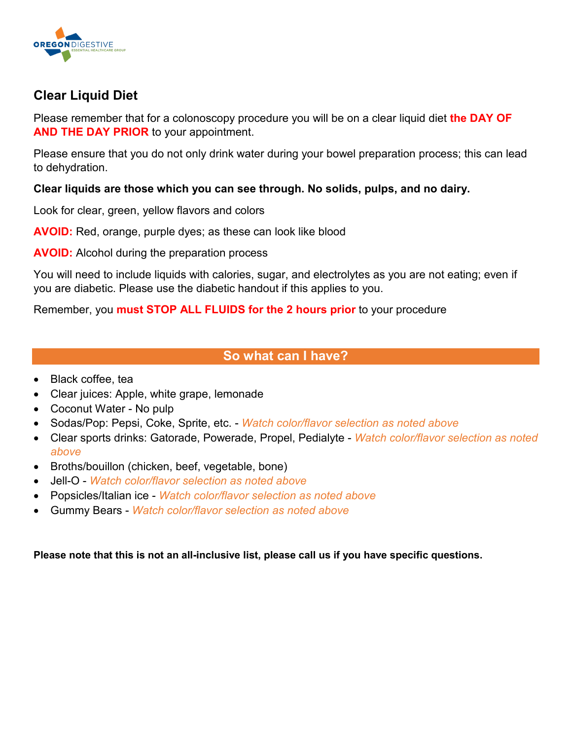## Clear Liquid Diet

Please remember that for a colonoscopy procedure you will be on a clear liquid diet **the DAY OF AND THE DAY PRIOR** to your appointment.

Please ensure that you do not only drink water during your bowel preparation process; this can lead to dehydration.

**Clear liquids are those which you can see through. No solids, pulps, and no dairy.**

Look for clear, green, yellow flavors and colors

**AVOID:** Red, orange, purple dyes; as these can look like blood

**AVOID:** Alcohol during the preparation process

You will need to include liquids with calories, sugar, and electrolytes as you are not eating; even if you are diabetic. Please use the diabetic handout if this applies to you.

Remember, you **must STOP ALL FLUIDS for the 2 hours prior** to your procedure

### So what can I have?

- Black coffee, tea
- Clear juices: Apple, white grape, lemonade
- Coconut Water - No pulp
- Sodas/Pop: Pepsi, Coke, Sprite, etc. - *Watch color/flavor selection as noted above*
- Clear sports drinks: Gatorade, Powerade, Propel, Pedialyte - *Watch color/flavor selection as noted above*
- Broths/bouillon (chicken, beef, vegetable, bone)
- Jell-O - *Watch color/flavor selection as noted above*
- Popsicles/Italian ice - *Watch color/flavor selection as noted above*
- Gummy Bears - *Watch color/flavor selection as noted above*

**Please note that this is not an all-inclusive list, please call us if you have specific questions.**